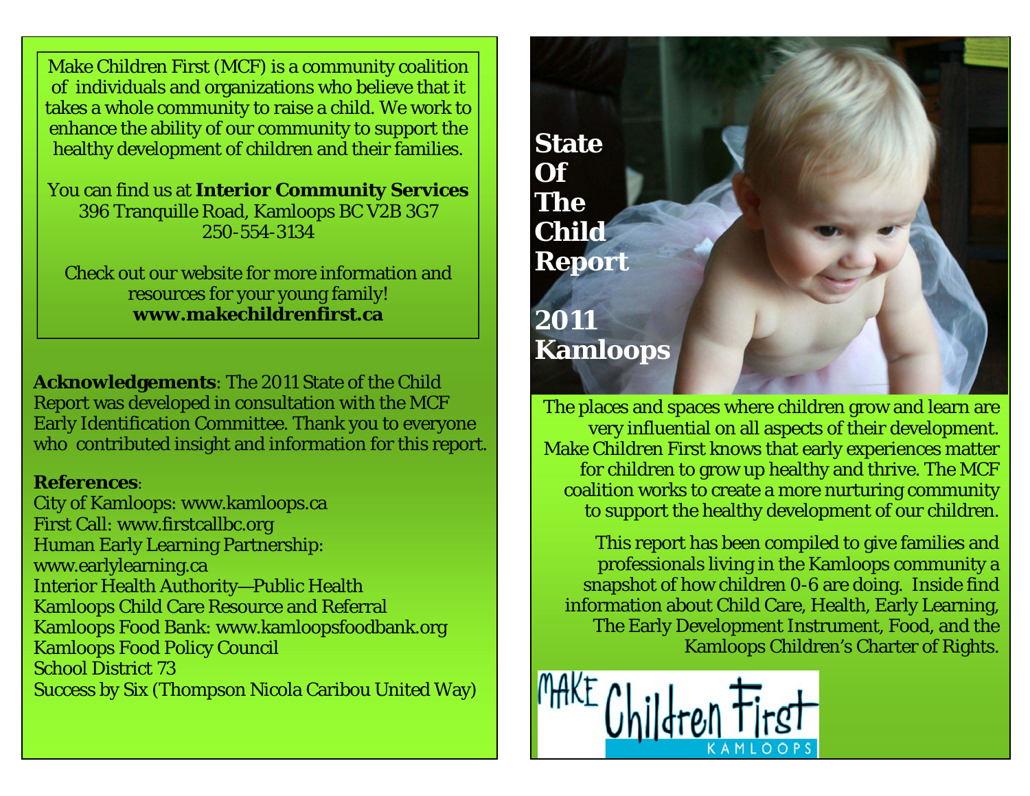Make Children First (MCF) is a community coalition of individuals and organizations who believe that it takes a whole community to raise a child. We work to enhance the ability of our community to support the healthy development of children and their families.

You can find us at **Interior Community Services**
396 Tranquille Road, Kamloops BC V2B 3G7
250-554-3134

Check out our website for more information and resources for your young family!
**www.makechildrenfirst.ca**

**Acknowledgements**: The 2011 State of the Child Report was developed in consultation with the MCF Early Identification Committee. Thank you to everyone who contributed insight and information for this report.

**References**:

City of Kamloops: www.kamloops.ca
First Call: www.firstcallbc.org
Human Early Learning Partnership: www.earlylearning.ca
Interior Health Authority—Public Health
Kamloops Child Care Resource and Referral
Kamloops Food Bank: www.kamloopsfoodbank.org
Kamloops Food Policy Council
School District 73
Success by Six (Thompson Nicola Caribou United Way)

# State Of The Child Report

## 2011 Kamloops

The places and spaces where children grow and learn are very influential on all aspects of their development. Make Children First knows that early experiences matter for children to grow up healthy and thrive. The MCF coalition works to create a more nurturing community to support the healthy development of our children.

This report has been compiled to give families and professionals living in the Kamloops community a snapshot of how children 0-6 are doing. Inside find information about Child Care, Health, Early Learning, The Early Development Instrument, Food, and the Kamloops Children's Charter of Rights.

MAKE Children First KAMLOOPS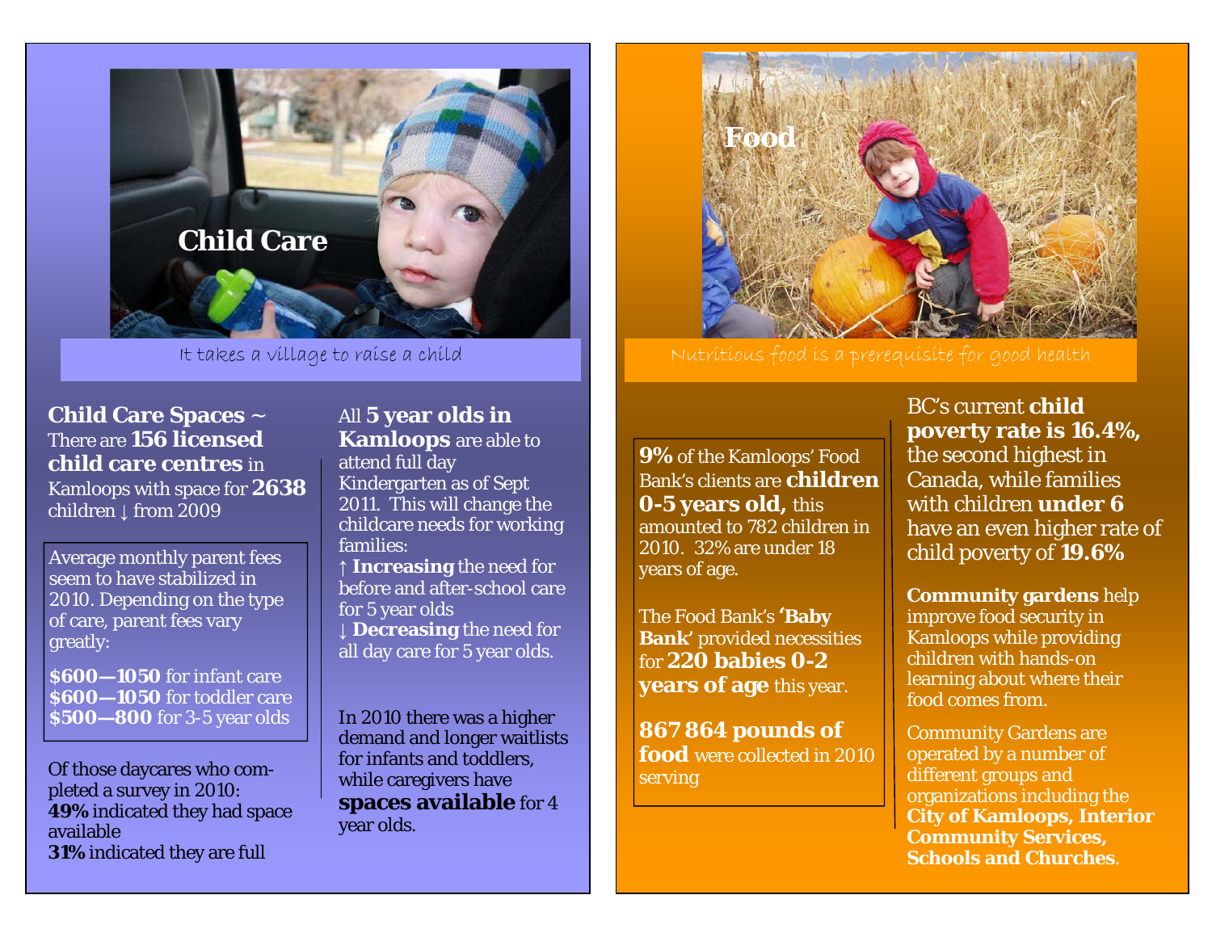## Child Care

It takes a village to raise a child

**Child Care Spaces** ~ There are **156 licensed child care centres** in Kamloops with space for **2638** children ↓ from 2009

Average monthly parent fees seem to have stabilized in 2010. Depending on the type of care, parent fees vary greatly:

**$600—1050** for infant care
**$600—1050** for toddler care
**$500—800** for 3-5 year olds

Of those daycares who completed a survey in 2010:
**49%** indicated they had space available
**31%** indicated they are full

All **5 year olds in Kamloops** are able to attend full day Kindergarten as of Sept 2011. This will change the childcare needs for working families:
↑ **Increasing** the need for before and after-school care for 5 year olds
↓ **Decreasing** the need for all day care for 5 year olds.

In 2010 there was a higher demand and longer waitlists for infants and toddlers, while caregivers have **spaces available** for 4 year olds.

## Food

Nutritious food is a prerequisite for good health

**9%** of the Kamloops' Food Bank's clients are **children 0-5 years old,** this amounted to 782 children in 2010. 32% are under 18 years of age.

The Food Bank's **'Baby Bank'** provided necessities for **220 babies 0-2 years of age** this year.

**867 864 pounds of food** were collected in 2010 serving

BC's current **child poverty rate is 16.4%,** the second highest in Canada, while families with children **under 6** have an even higher rate of child poverty of **19.6%**

**Community gardens** help improve food security in Kamloops while providing children with hands-on learning about where their food comes from.

Community Gardens are operated by a number of different groups and organizations including the **City of Kamloops, Interior Community Services, Schools and Churches**.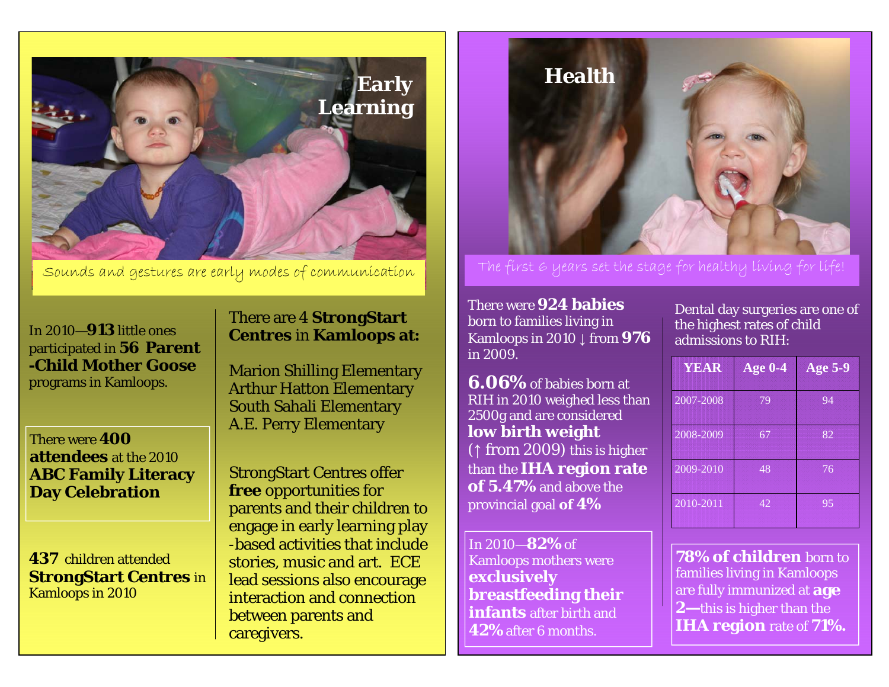## Early Learning

Sounds and gestures are early modes of communication

In 2010—**913** little ones participated in **56 Parent-Child Mother Goose** programs in Kamloops.

There were **400 attendees** at the 2010 **ABC Family Literacy Day Celebration**

**437** children attended **StrongStart Centres** in Kamloops in 2010

There are 4 **StrongStart Centres** in **Kamloops at:**

Marion Shilling Elementary
Arthur Hatton Elementary
South Sahali Elementary
A.E. Perry Elementary

StrongStart Centres offer **free** opportunities for parents and their children to engage in early learning play-based activities that include stories, music and art. ECE lead sessions also encourage interaction and connection between parents and caregivers.

## Health

The first 6 years set the stage for healthy living for life!

There were **924 babies** born to families living in Kamloops in 2010 ↓ from **976** in 2009.

**6.06%** of babies born at RIH in 2010 weighed less than 2500g and are considered **low birth weight** (↑ from 2009) this is higher than the **IHA region rate of 5.47%** and above the provincial goal **of 4%**

In 2010—**82%** of Kamloops mothers were **exclusively breastfeeding their infants** after birth and **42%** after 6 months.

Dental day surgeries are one of the highest rates of child admissions to RIH:

| YEAR | Age 0-4 | Age 5-9 |
|---|---|---|
| 2007-2008 | 79 | 94 |
| 2008-2009 | 67 | 82 |
| 2009-2010 | 48 | 76 |
| 2010-2011 | 42 | 95 |

**78% of children** born to families living in Kamloops are fully immunized at **age 2—**this is higher than the **IHA region** rate of **71%.**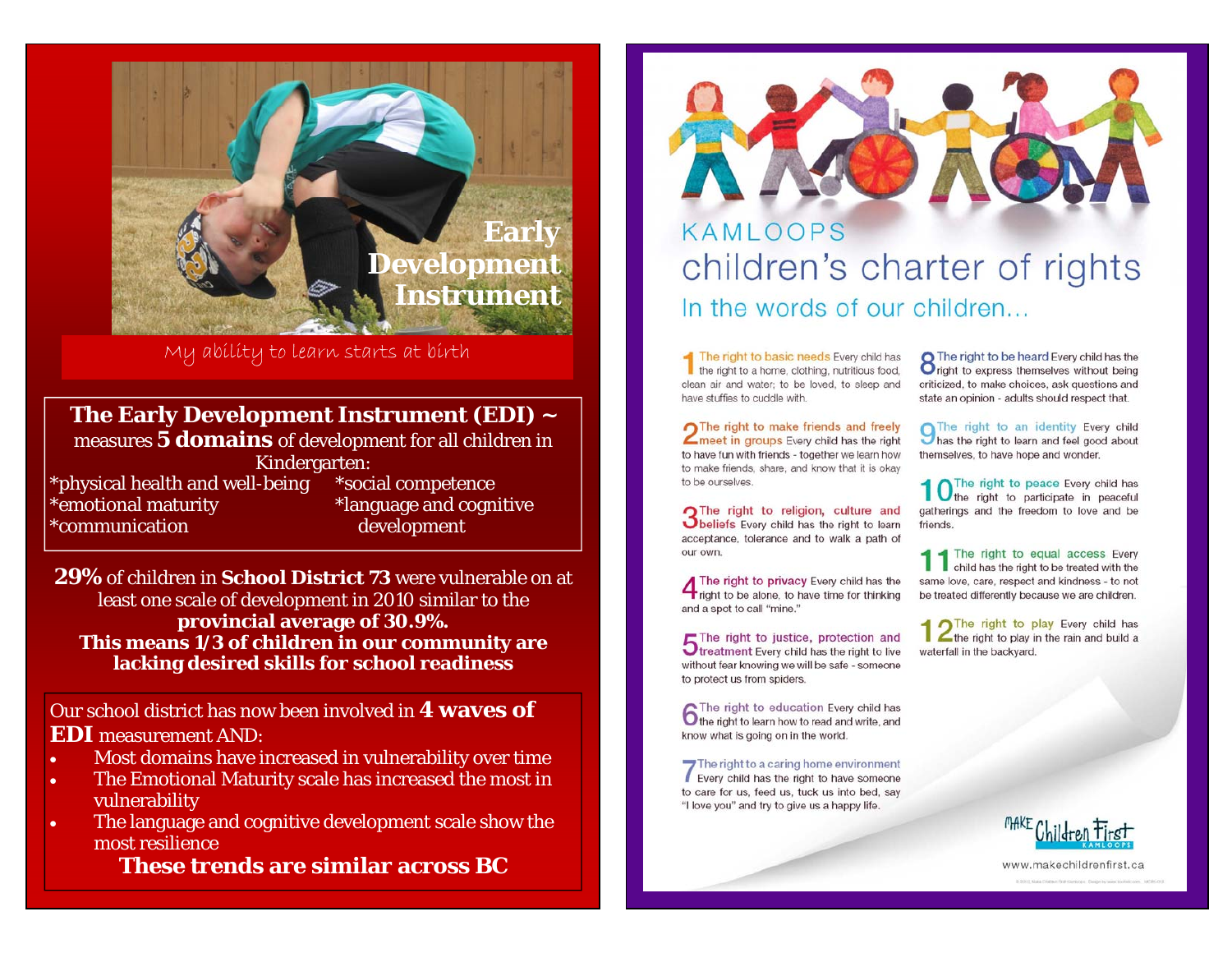# Early Development Instrument

My ability to learn starts at birth

**The Early Development Instrument (EDI) ~** measures **5 domains** of development for all children in Kindergarten:

*physical health and well-being
*emotional maturity
*communication
*social competence
*language and cognitive development

**29%** of children in **School District 73** were vulnerable on at least one scale of development in 2010 similar to the **provincial average of 30.9%.**
**This means 1/3 of children in our community are lacking desired skills for school readiness**

Our school district has now been involved in **4 waves of EDI** measurement AND:

- Most domains have increased in vulnerability over time
- The Emotional Maturity scale has increased the most in vulnerability
- The language and cognitive development scale show the most resilience

**These trends are similar across BC**

# KAMLOOPS children's charter of rights

## In the words of our children...

**1** The right to basic needs Every child has the right to a home, clothing, nutritious food, clean air and water; to be loved, to sleep and have stuffies to cuddle with.

**2** The right to make friends and freely meet in groups Every child has the right to have fun with friends - together we learn how to make friends, share, and know that it is okay to be ourselves.

**3** The right to religion, culture and beliefs Every child has the right to learn acceptance, tolerance and to walk a path of our own.

**4** The right to privacy Every child has the right to be alone, to have time for thinking and a spot to call "mine."

**5** The right to justice, protection and treatment Every child has the right to live without fear knowing we will be safe - someone to protect us from spiders.

**6** The right to education Every child has the right to learn how to read and write, and know what is going on in the world.

**7** The right to a caring home environment Every child has the right to have someone to care for us, feed us, tuck us into bed, say "I love you" and try to give us a happy life.

**8** The right to be heard Every child has the right to express themselves without being criticized, to make choices, ask questions and state an opinion - adults should respect that.

**9** The right to an identity Every child has the right to learn and feel good about themselves, to have hope and wonder.

**10** The right to peace Every child has the right to participate in peaceful gatherings and the freedom to love and be friends.

**11** The right to equal access Every child has the right to be treated with the same love, care, respect and kindness - to not be treated differently because we are children.

**12** The right to play Every child has the right to play in the rain and build a waterfall in the backyard.

MAKE Children First KAMLOOPS

www.makechildrenfirst.ca